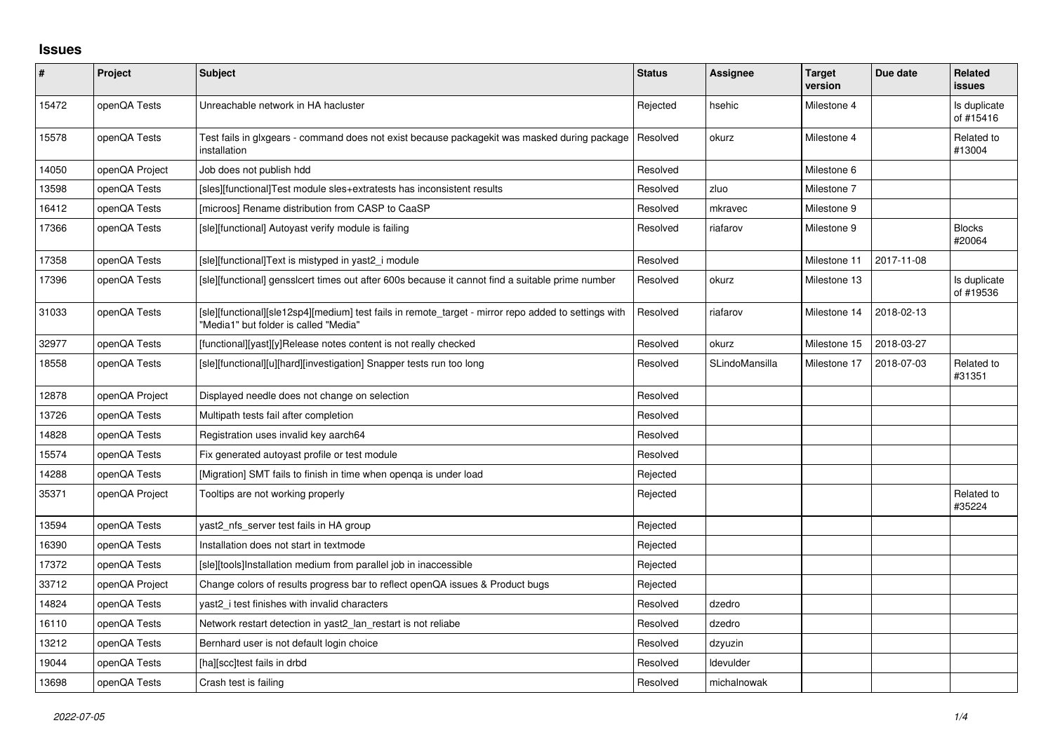## Issues

| # | Project | Subject | Status | Assignee | Target version | Due date | Related issues |
|---|---|---|---|---|---|---|---|
| 15472 | openQA Tests | Unreachable network in HA hacluster | Rejected | hsehic | Milestone 4 | | Is duplicate of #15416 |
| 15578 | openQA Tests | Test fails in glxgears - command does not exist because packagekit was masked during package installation | Resolved | okurz | Milestone 4 | | Related to #13004 |
| 14050 | openQA Project | Job does not publish hdd | Resolved | | Milestone 6 | | |
| 13598 | openQA Tests | [sles][functional]Test module sles+extratests has inconsistent results | Resolved | zluo | Milestone 7 | | |
| 16412 | openQA Tests | [microos] Rename distribution from CASP to CaaSP | Resolved | mkravec | Milestone 9 | | |
| 17366 | openQA Tests | [sle][functional] Autoyast verify module is failing | Resolved | riafarov | Milestone 9 | | Blocks #20064 |
| 17358 | openQA Tests | [sle][functional]Text is mistyped in yast2_i module | Resolved | | Milestone 11 | 2017-11-08 | |
| 17396 | openQA Tests | [sle][functional] gensslcert times out after 600s because it cannot find a suitable prime number | Resolved | okurz | Milestone 13 | | Is duplicate of #19536 |
| 31033 | openQA Tests | [sle][functional][sle12sp4][medium] test fails in remote_target - mirror repo added to settings with "Media1" but folder is called "Media" | Resolved | riafarov | Milestone 14 | 2018-02-13 | |
| 32977 | openQA Tests | [functional][yast][y]Release notes content is not really checked | Resolved | okurz | Milestone 15 | 2018-03-27 | |
| 18558 | openQA Tests | [sle][functional][u][hard][investigation] Snapper tests run too long | Resolved | SLindoMansilla | Milestone 17 | 2018-07-03 | Related to #31351 |
| 12878 | openQA Project | Displayed needle does not change on selection | Resolved | | | | |
| 13726 | openQA Tests | Multipath tests fail after completion | Resolved | | | | |
| 14828 | openQA Tests | Registration uses invalid key aarch64 | Resolved | | | | |
| 15574 | openQA Tests | Fix generated autoyast profile or test module | Resolved | | | | |
| 14288 | openQA Tests | [Migration] SMT fails to finish in time when openqa is under load | Rejected | | | | |
| 35371 | openQA Project | Tooltips are not working properly | Rejected | | | | Related to #35224 |
| 13594 | openQA Tests | yast2_nfs_server test fails in HA group | Rejected | | | | |
| 16390 | openQA Tests | Installation does not start in textmode | Rejected | | | | |
| 17372 | openQA Tests | [sle][tools]Installation medium from parallel job in inaccessible | Rejected | | | | |
| 33712 | openQA Project | Change colors of results progress bar to reflect openQA issues & Product bugs | Rejected | | | | |
| 14824 | openQA Tests | yast2_i test finishes with invalid characters | Resolved | dzedro | | | |
| 16110 | openQA Tests | Network restart detection in yast2_lan_restart is not reliabe | Resolved | dzedro | | | |
| 13212 | openQA Tests | Bernhard user is not default login choice | Resolved | dzyuzin | | | |
| 19044 | openQA Tests | [ha][scc]test fails in drbd | Resolved | ldevulder | | | |
| 13698 | openQA Tests | Crash test is failing | Resolved | michalnowak | | | |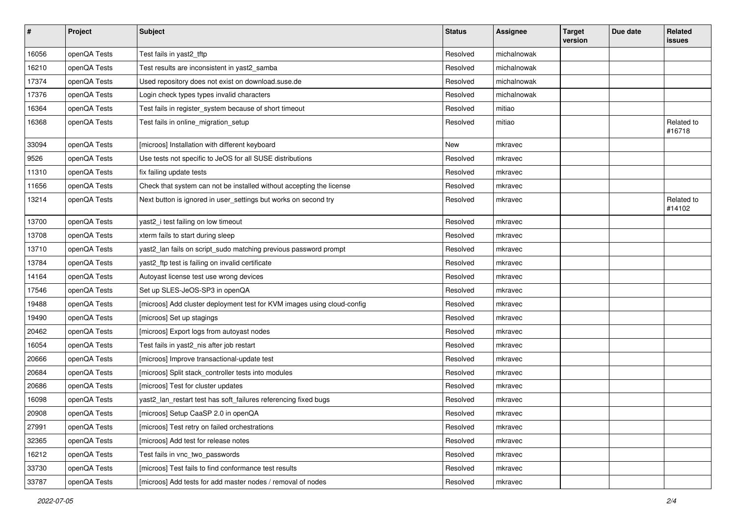| # | Project | Subject | Status | Assignee | Target version | Due date | Related issues |
|---|---|---|---|---|---|---|---|
| 16056 | openQA Tests | Test fails in yast2_tftp | Resolved | michalnowak | | | |
| 16210 | openQA Tests | Test results are inconsistent in yast2_samba | Resolved | michalnowak | | | |
| 17374 | openQA Tests | Used repository does not exist on download.suse.de | Resolved | michalnowak | | | |
| 17376 | openQA Tests | Login check types types invalid characters | Resolved | michalnowak | | | |
| 16364 | openQA Tests | Test fails in register_system because of short timeout | Resolved | mitiao | | | |
| 16368 | openQA Tests | Test fails in online_migration_setup | Resolved | mitiao | | | Related to #16718 |
| 33094 | openQA Tests | [microos] Installation with different keyboard | New | mkravec | | | |
| 9526 | openQA Tests | Use tests not specific to JeOS for all SUSE distributions | Resolved | mkravec | | | |
| 11310 | openQA Tests | fix failing update tests | Resolved | mkravec | | | |
| 11656 | openQA Tests | Check that system can not be installed without accepting the license | Resolved | mkravec | | | |
| 13214 | openQA Tests | Next button is ignored in user_settings but works on second try | Resolved | mkravec | | | Related to #14102 |
| 13700 | openQA Tests | yast2_i test failing on low timeout | Resolved | mkravec | | | |
| 13708 | openQA Tests | xterm fails to start during sleep | Resolved | mkravec | | | |
| 13710 | openQA Tests | yast2_lan fails on script_sudo matching previous password prompt | Resolved | mkravec | | | |
| 13784 | openQA Tests | yast2_ftp test is failing on invalid certificate | Resolved | mkravec | | | |
| 14164 | openQA Tests | Autoyast license test use wrong devices | Resolved | mkravec | | | |
| 17546 | openQA Tests | Set up SLES-JeOS-SP3 in openQA | Resolved | mkravec | | | |
| 19488 | openQA Tests | [microos] Add cluster deployment test for KVM images using cloud-config | Resolved | mkravec | | | |
| 19490 | openQA Tests | [microos] Set up stagings | Resolved | mkravec | | | |
| 20462 | openQA Tests | [microos] Export logs from autoyast nodes | Resolved | mkravec | | | |
| 16054 | openQA Tests | Test fails in yast2_nis after job restart | Resolved | mkravec | | | |
| 20666 | openQA Tests | [microos] Improve transactional-update test | Resolved | mkravec | | | |
| 20684 | openQA Tests | [microos] Split stack_controller tests into modules | Resolved | mkravec | | | |
| 20686 | openQA Tests | [microos] Test for cluster updates | Resolved | mkravec | | | |
| 16098 | openQA Tests | yast2_lan_restart test has soft_failures referencing fixed bugs | Resolved | mkravec | | | |
| 20908 | openQA Tests | [microos] Setup CaaSP 2.0 in openQA | Resolved | mkravec | | | |
| 27991 | openQA Tests | [microos] Test retry on failed orchestrations | Resolved | mkravec | | | |
| 32365 | openQA Tests | [microos] Add test for release notes | Resolved | mkravec | | | |
| 16212 | openQA Tests | Test fails in vnc_two_passwords | Resolved | mkravec | | | |
| 33730 | openQA Tests | [microos] Test fails to find conformance test results | Resolved | mkravec | | | |
| 33787 | openQA Tests | [microos] Add tests for add master nodes / removal of nodes | Resolved | mkravec | | | |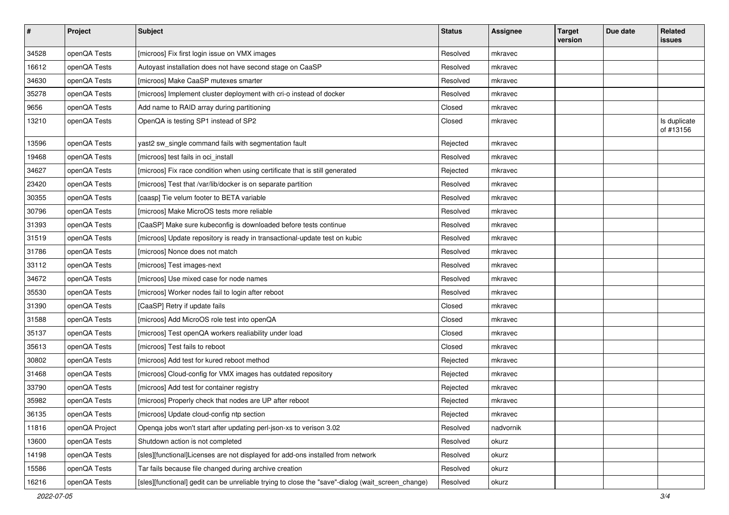| # | Project | Subject | Status | Assignee | Target version | Due date | Related issues |
|---|---|---|---|---|---|---|---|
| 34528 | openQA Tests | [microos] Fix first login issue on VMX images | Resolved | mkravec | | | |
| 16612 | openQA Tests | Autoyast installation does not have second stage on CaaSP | Resolved | mkravec | | | |
| 34630 | openQA Tests | [microos] Make CaaSP mutexes smarter | Resolved | mkravec | | | |
| 35278 | openQA Tests | [microos] Implement cluster deployment with cri-o instead of docker | Resolved | mkravec | | | |
| 9656 | openQA Tests | Add name to RAID array during partitioning | Closed | mkravec | | | |
| 13210 | openQA Tests | OpenQA is testing SP1 instead of SP2 | Closed | mkravec | | | Is duplicate of #13156 |
| 13596 | openQA Tests | yast2 sw_single command fails with segmentation fault | Rejected | mkravec | | | |
| 19468 | openQA Tests | [microos] test fails in oci_install | Resolved | mkravec | | | |
| 34627 | openQA Tests | [microos] Fix race condition when using certificate that is still generated | Rejected | mkravec | | | |
| 23420 | openQA Tests | [microos] Test that /var/lib/docker is on separate partition | Resolved | mkravec | | | |
| 30355 | openQA Tests | [caasp] Tie velum footer to BETA variable | Resolved | mkravec | | | |
| 30796 | openQA Tests | [microos] Make MicroOS tests more reliable | Resolved | mkravec | | | |
| 31393 | openQA Tests | [CaaSP] Make sure kubeconfig is downloaded before tests continue | Resolved | mkravec | | | |
| 31519 | openQA Tests | [microos] Update repository is ready in transactional-update test on kubic | Resolved | mkravec | | | |
| 31786 | openQA Tests | [microos] Nonce does not match | Resolved | mkravec | | | |
| 33112 | openQA Tests | [microos] Test images-next | Resolved | mkravec | | | |
| 34672 | openQA Tests | [microos] Use mixed case for node names | Resolved | mkravec | | | |
| 35530 | openQA Tests | [microos] Worker nodes fail to login after reboot | Resolved | mkravec | | | |
| 31390 | openQA Tests | [CaaSP] Retry if update fails | Closed | mkravec | | | |
| 31588 | openQA Tests | [microos] Add MicroOS role test into openQA | Closed | mkravec | | | |
| 35137 | openQA Tests | [microos] Test openQA workers realiability under load | Closed | mkravec | | | |
| 35613 | openQA Tests | [microos] Test fails to reboot | Closed | mkravec | | | |
| 30802 | openQA Tests | [microos] Add test for kured reboot method | Rejected | mkravec | | | |
| 31468 | openQA Tests | [microos] Cloud-config for VMX images has outdated repository | Rejected | mkravec | | | |
| 33790 | openQA Tests | [microos] Add test for container registry | Rejected | mkravec | | | |
| 35982 | openQA Tests | [microos] Properly check that nodes are UP after reboot | Rejected | mkravec | | | |
| 36135 | openQA Tests | [microos] Update cloud-config ntp section | Rejected | mkravec | | | |
| 11816 | openQA Project | Openqa jobs won't start after updating perl-json-xs to verison 3.02 | Resolved | nadvornik | | | |
| 13600 | openQA Tests | Shutdown action is not completed | Resolved | okurz | | | |
| 14198 | openQA Tests | [sles][functional]Licenses are not displayed for add-ons installed from network | Resolved | okurz | | | |
| 15586 | openQA Tests | Tar fails because file changed during archive creation | Resolved | okurz | | | |
| 16216 | openQA Tests | [sles][functional] gedit can be unreliable trying to close the "save"-dialog (wait_screen_change) | Resolved | okurz | | | |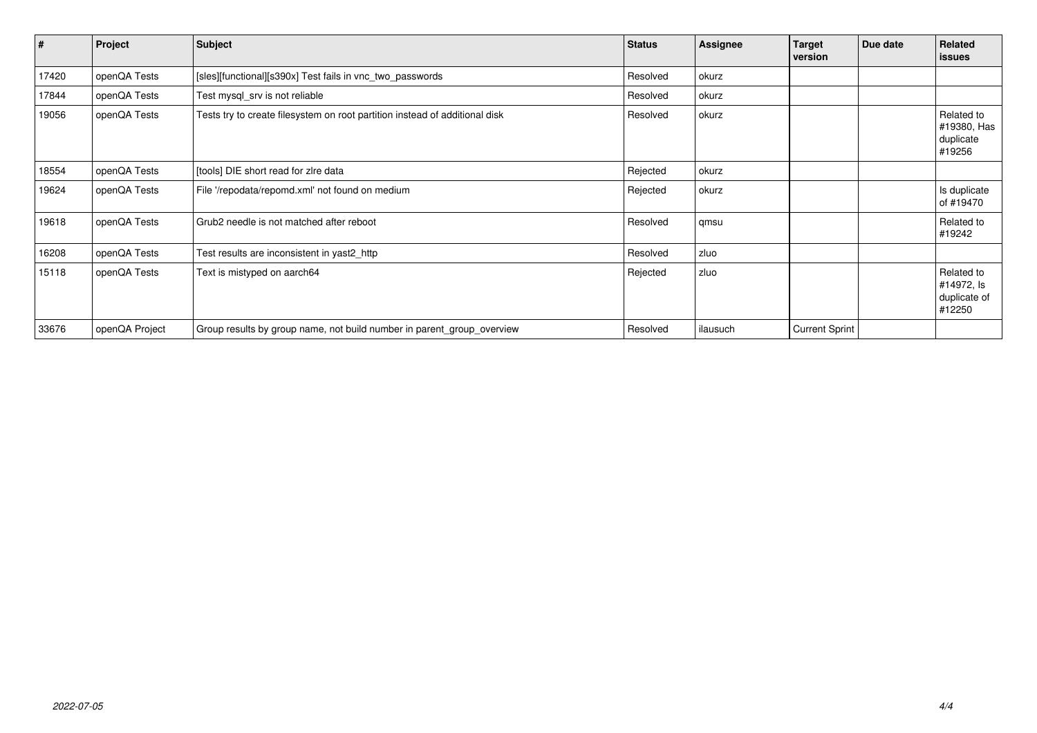| # | Project | Subject | Status | Assignee | Target version | Due date | Related issues |
|---|---|---|---|---|---|---|---|
| 17420 | openQA Tests | [sles][functional][s390x] Test fails in vnc_two_passwords | Resolved | okurz | | | |
| 17844 | openQA Tests | Test mysql_srv is not reliable | Resolved | okurz | | | |
| 19056 | openQA Tests | Tests try to create filesystem on root partition instead of additional disk | Resolved | okurz | | | Related to #19380, Has duplicate #19256 |
| 18554 | openQA Tests | [tools] DIE short read for zlre data | Rejected | okurz | | | |
| 19624 | openQA Tests | File '/repodata/repomd.xml' not found on medium | Rejected | okurz | | | Is duplicate of #19470 |
| 19618 | openQA Tests | Grub2 needle is not matched after reboot | Resolved | qmsu | | | Related to #19242 |
| 16208 | openQA Tests | Test results are inconsistent in yast2_http | Resolved | zluo | | | |
| 15118 | openQA Tests | Text is mistyped on aarch64 | Rejected | zluo | | | Related to #14972, Is duplicate of #12250 |
| 33676 | openQA Project | Group results by group name, not build number in parent_group_overview | Resolved | ilausuch | Current Sprint | | |